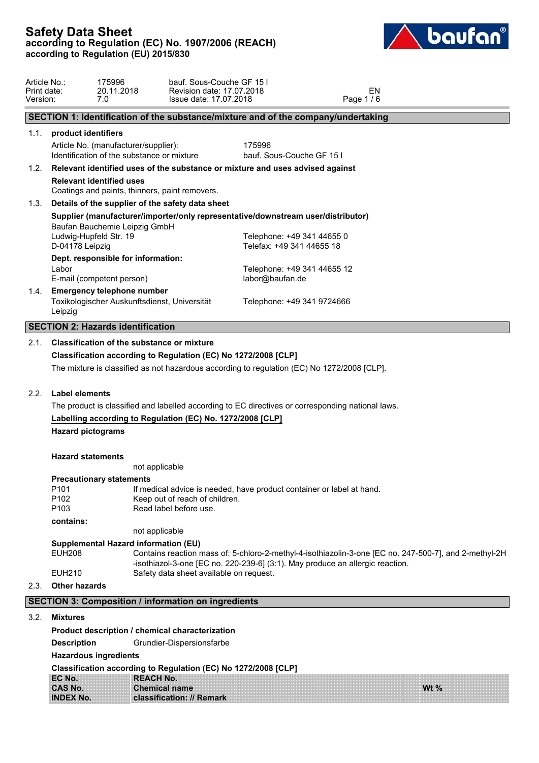# Safety Data Sheet
**according to Regulation (EC) No. 1907/2006 (REACH)**
**according to Regulation (EU) 2015/830**

| | | | |
|---|---|---|---|
| Article No.: | 175996 | bauf. Sous-Couche GF 15 l | |
| Print date: | 20.11.2018 | Revision date: 17.07.2018 | EN |
| Version: | 7.0 | Issue date: 17.07.2018 | |

## SECTION 1: Identification of the substance/mixture and of the company/undertaking

### 1.1. product identifiers

Article No. (manufacturer/supplier): 175996
Identification of the substance or mixture: bauf. Sous-Couche GF 15 l

### 1.2. Relevant identified uses of the substance or mixture and uses advised against

**Relevant identified uses**

Coatings and paints, thinners, paint removers.

### 1.3. Details of the supplier of the safety data sheet

**Supplier (manufacturer/importer/only representative/downstream user/distributor)**

Baufan Bauchemie Leipzig GmbH
Ludwig-Hupfeld Str. 19
D-04178 Leipzig

Telephone: +49 341 44655 0
Telefax: +49 341 44655 18

**Dept. responsible for information:**

Labor — Telephone: +49 341 44655 12
E-mail (competent person): labor@baufan.de

### 1.4. Emergency telephone number

Toxikologischer Auskunftsdienst, Universität Leipzig — Telephone: +49 341 9724666

## SECTION 2: Hazards identification

### 2.1. Classification of the substance or mixture

**Classification according to Regulation (EC) No 1272/2008 [CLP]**

The mixture is classified as not hazardous according to regulation (EC) No 1272/2008 [CLP].

### 2.2. Label elements

The product is classified and labelled according to EC directives or corresponding national laws.

**Labelling according to Regulation (EC) No. 1272/2008 [CLP]**

**Hazard pictograms**

**Hazard statements**

not applicable

**Precautionary statements**

P101 If medical advice is needed, have product container or label at hand.
P102 Keep out of reach of children.
P103 Read label before use.

**contains:**

not applicable

**Supplemental Hazard information (EU)**

EUH208 Contains reaction mass of: 5-chloro-2-methyl-4-isothiazolin-3-one [EC no. 247-500-7], and 2-methyl-2H-isothiazol-3-one [EC no. 220-239-6] (3:1). May produce an allergic reaction.
EUH210 Safety data sheet available on request.

### 2.3. Other hazards

## SECTION 3: Composition / information on ingredients

### 3.2. Mixtures

**Product description / chemical characterization**

**Description** Grundier-Dispersionsfarbe

**Hazardous ingredients**

**Classification according to Regulation (EC) No 1272/2008 [CLP]**

| EC No.<br>CAS No.<br>INDEX No. | REACH No.<br>Chemical name<br>classification: // Remark | Wt % |
|---|---|---|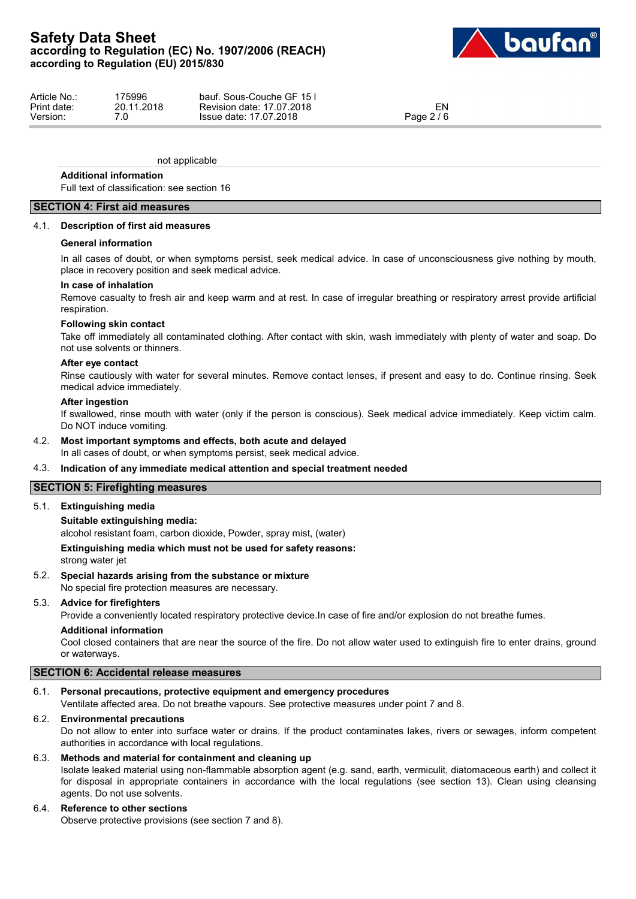not applicable

**Additional information**

Full text of classification: see section 16

## SECTION 4: First aid measures

### 4.1. Description of first aid measures

**General information**

In all cases of doubt, or when symptoms persist, seek medical advice. In case of unconsciousness give nothing by mouth, place in recovery position and seek medical advice.

**In case of inhalation**

Remove casualty to fresh air and keep warm and at rest. In case of irregular breathing or respiratory arrest provide artificial respiration.

**Following skin contact**

Take off immediately all contaminated clothing. After contact with skin, wash immediately with plenty of water and soap. Do not use solvents or thinners.

**After eye contact**

Rinse cautiously with water for several minutes. Remove contact lenses, if present and easy to do. Continue rinsing. Seek medical advice immediately.

**After ingestion**

If swallowed, rinse mouth with water (only if the person is conscious). Seek medical advice immediately. Keep victim calm. Do NOT induce vomiting.

### 4.2. Most important symptoms and effects, both acute and delayed

In all cases of doubt, or when symptoms persist, seek medical advice.

### 4.3. Indication of any immediate medical attention and special treatment needed

## SECTION 5: Firefighting measures

### 5.1. Extinguishing media

**Suitable extinguishing media:**

alcohol resistant foam, carbon dioxide, Powder, spray mist, (water)

**Extinguishing media which must not be used for safety reasons:**

strong water jet

### 5.2. Special hazards arising from the substance or mixture

No special fire protection measures are necessary.

### 5.3. Advice for firefighters

Provide a conveniently located respiratory protective device.In case of fire and/or explosion do not breathe fumes.

**Additional information**

Cool closed containers that are near the source of the fire. Do not allow water used to extinguish fire to enter drains, ground or waterways.

## SECTION 6: Accidental release measures

### 6.1. Personal precautions, protective equipment and emergency procedures

Ventilate affected area. Do not breathe vapours. See protective measures under point 7 and 8.

### 6.2. Environmental precautions

Do not allow to enter into surface water or drains. If the product contaminates lakes, rivers or sewages, inform competent authorities in accordance with local regulations.

### 6.3. Methods and material for containment and cleaning up

Isolate leaked material using non-flammable absorption agent (e.g. sand, earth, vermiculit, diatomaceous earth) and collect it for disposal in appropriate containers in accordance with the local regulations (see section 13). Clean using cleansing agents. Do not use solvents.

### 6.4. Reference to other sections

Observe protective provisions (see section 7 and 8).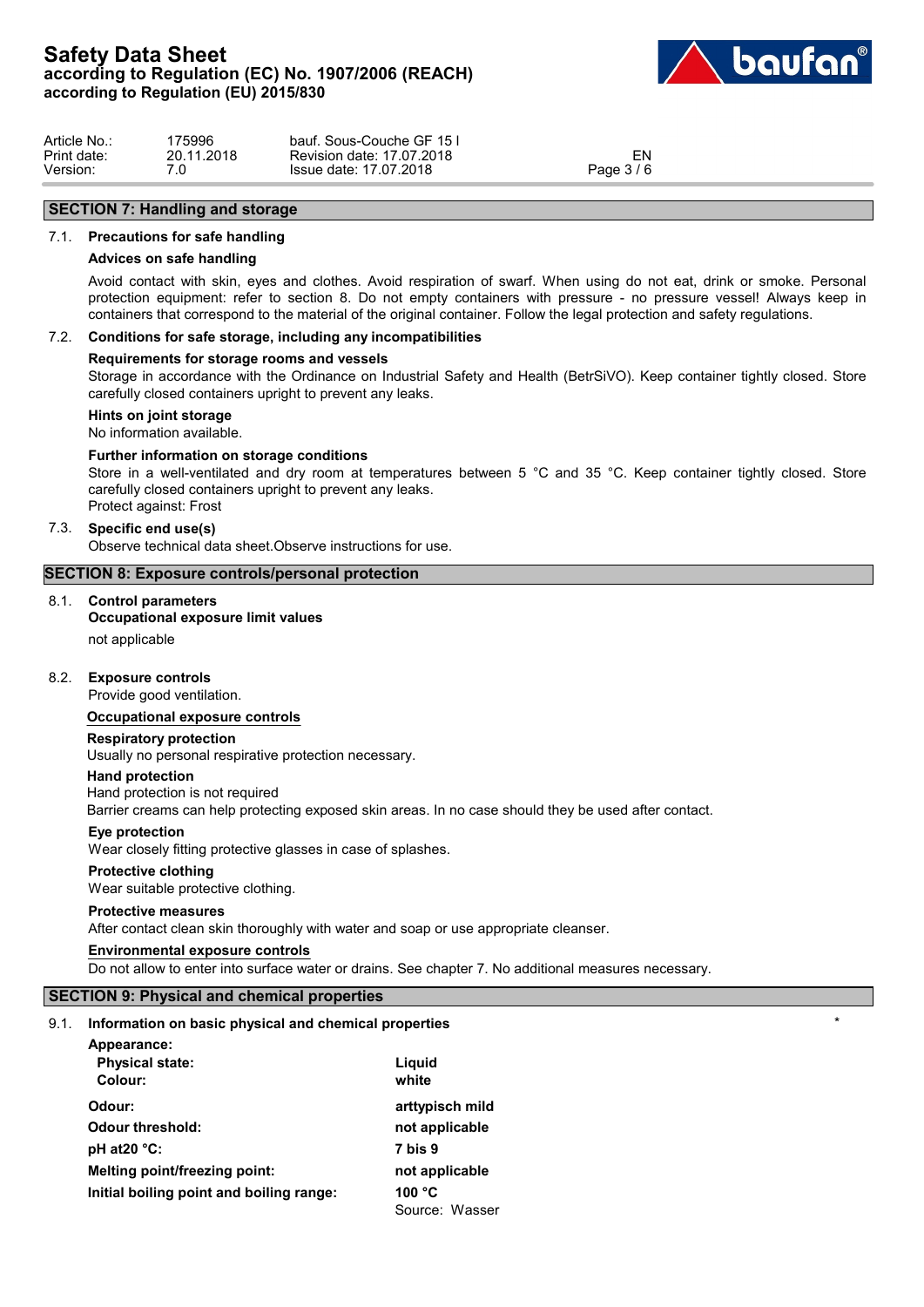## SECTION 7: Handling and storage

### 7.1. Precautions for safe handling

**Advices on safe handling**

Avoid contact with skin, eyes and clothes. Avoid respiration of swarf. When using do not eat, drink or smoke. Personal protection equipment: refer to section 8. Do not empty containers with pressure - no pressure vessel! Always keep in containers that correspond to the material of the original container. Follow the legal protection and safety regulations.

### 7.2. Conditions for safe storage, including any incompatibilities

**Requirements for storage rooms and vessels**

Storage in accordance with the Ordinance on Industrial Safety and Health (BetrSiVO). Keep container tightly closed. Store carefully closed containers upright to prevent any leaks.

**Hints on joint storage**

No information available.

**Further information on storage conditions**

Store in a well-ventilated and dry room at temperatures between 5 °C and 35 °C. Keep container tightly closed. Store carefully closed containers upright to prevent any leaks.
Protect against: Frost

### 7.3. Specific end use(s)

Observe technical data sheet.Observe instructions for use.

## SECTION 8: Exposure controls/personal protection

### 8.1. Control parameters

**Occupational exposure limit values**

not applicable

### 8.2. Exposure controls

Provide good ventilation.

**Occupational exposure controls**

**Respiratory protection**

Usually no personal respirative protection necessary.

**Hand protection**

Hand protection is not required
Barrier creams can help protecting exposed skin areas. In no case should they be used after contact.

**Eye protection**

Wear closely fitting protective glasses in case of splashes.

**Protective clothing**

Wear suitable protective clothing.

**Protective measures**

After contact clean skin thoroughly with water and soap or use appropriate cleanser.

**Environmental exposure controls**

Do not allow to enter into surface water or drains. See chapter 7. No additional measures necessary.

## SECTION 9: Physical and chemical properties

### 9.1. Information on basic physical and chemical properties *

**Appearance:**

| | |
|---|---|
| **Physical state:** | **Liquid** |
| **Colour:** | **white** |
| **Odour:** | **arttypisch mild** |
| **Odour threshold:** | **not applicable** |
| **pH at20 °C:** | **7 bis 9** |
| **Melting point/freezing point:** | **not applicable** |
| **Initial boiling point and boiling range:** | **100 °C**<br>Source: Wasser |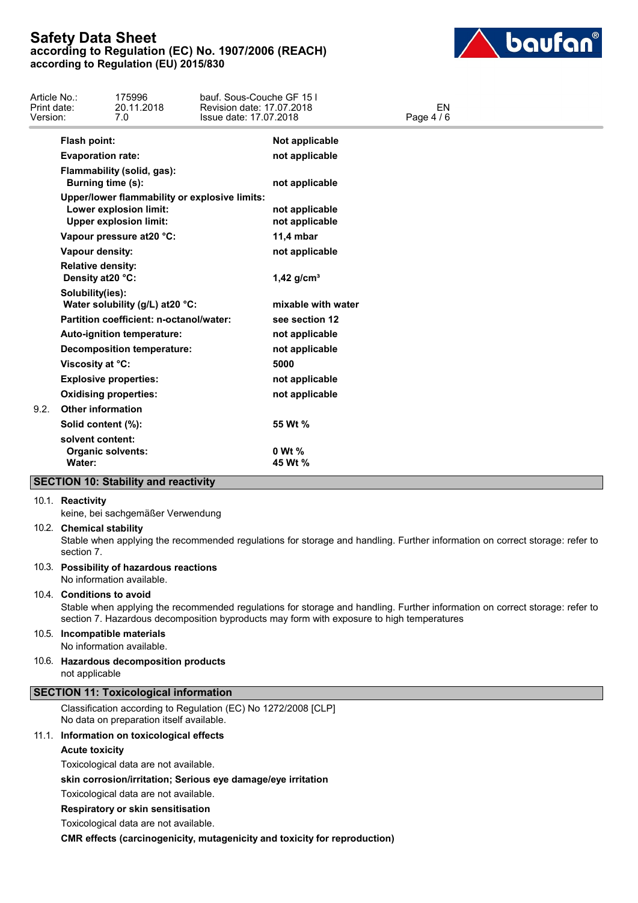| | |
|---|---|
| **Flash point:** | **Not applicable** |
| **Evaporation rate:** | **not applicable** |
| **Flammability (solid, gas):** | |
| **Burning time (s):** | **not applicable** |
| **Upper/lower flammability or explosive limits:** | |
| **Lower explosion limit:** | **not applicable** |
| **Upper explosion limit:** | **not applicable** |
| **Vapour pressure at20 °C:** | **11,4 mbar** |
| **Vapour density:** | **not applicable** |
| **Relative density:** | |
| **Density at20 °C:** | **1,42 g/cm³** |
| **Solubility(ies):** | |
| **Water solubility (g/L) at20 °C:** | **mixable with water** |
| **Partition coefficient: n-octanol/water:** | **see section 12** |
| **Auto-ignition temperature:** | **not applicable** |
| **Decomposition temperature:** | **not applicable** |
| **Viscosity at °C:** | **5000** |
| **Explosive properties:** | **not applicable** |
| **Oxidising properties:** | **not applicable** |

**9.2. Other information**

| | |
|---|---|
| **Solid content (%):** | **55 Wt %** |
| **solvent content:** | |
| **Organic solvents:** | **0 Wt %** |
| **Water:** | **45 Wt %** |

## SECTION 10: Stability and reactivity

**10.1. Reactivity**

keine, bei sachgemäßer Verwendung

**10.2. Chemical stability**

Stable when applying the recommended regulations for storage and handling. Further information on correct storage: refer to section 7.

**10.3. Possibility of hazardous reactions**

No information available.

**10.4. Conditions to avoid**

Stable when applying the recommended regulations for storage and handling. Further information on correct storage: refer to section 7. Hazardous decomposition byproducts may form with exposure to high temperatures

**10.5. Incompatible materials**

No information available.

**10.6. Hazardous decomposition products**

not applicable

## SECTION 11: Toxicological information

Classification according to Regulation (EC) No 1272/2008 [CLP]
No data on preparation itself available.

**11.1. Information on toxicological effects**

**Acute toxicity**

Toxicological data are not available.

**skin corrosion/irritation; Serious eye damage/eye irritation**

Toxicological data are not available.

**Respiratory or skin sensitisation**

Toxicological data are not available.

**CMR effects (carcinogenicity, mutagenicity and toxicity for reproduction)**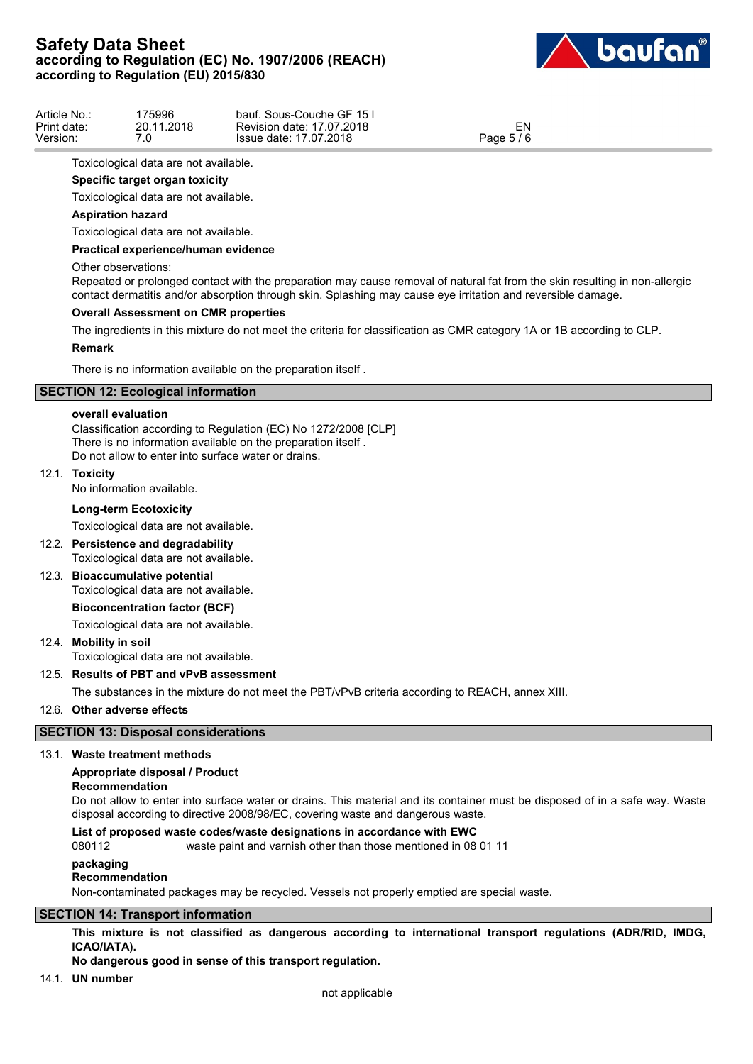Toxicological data are not available.

**Specific target organ toxicity**

Toxicological data are not available.

**Aspiration hazard**

Toxicological data are not available.

**Practical experience/human evidence**

Other observations:
Repeated or prolonged contact with the preparation may cause removal of natural fat from the skin resulting in non-allergic contact dermatitis and/or absorption through skin. Splashing may cause eye irritation and reversible damage.

**Overall Assessment on CMR properties**

The ingredients in this mixture do not meet the criteria for classification as CMR category 1A or 1B according to CLP.

**Remark**

There is no information available on the preparation itself .

## SECTION 12: Ecological information

**overall evaluation**

Classification according to Regulation (EC) No 1272/2008 [CLP]
There is no information available on the preparation itself .
Do not allow to enter into surface water or drains.

**12.1. Toxicity**

No information available.

**Long-term Ecotoxicity**

Toxicological data are not available.

**12.2. Persistence and degradability**

Toxicological data are not available.

**12.3. Bioaccumulative potential**

Toxicological data are not available.

**Bioconcentration factor (BCF)**

Toxicological data are not available.

**12.4. Mobility in soil**

Toxicological data are not available.

**12.5. Results of PBT and vPvB assessment**

The substances in the mixture do not meet the PBT/vPvB criteria according to REACH, annex XIII.

**12.6. Other adverse effects**

## SECTION 13: Disposal considerations

**13.1. Waste treatment methods**

**Appropriate disposal / Product**
**Recommendation**

Do not allow to enter into surface water or drains. This material and its container must be disposed of in a safe way. Waste disposal according to directive 2008/98/EC, covering waste and dangerous waste.

**List of proposed waste codes/waste designations in accordance with EWC**

080112 waste paint and varnish other than those mentioned in 08 01 11

**packaging**
**Recommendation**

Non-contaminated packages may be recycled. Vessels not properly emptied are special waste.

## SECTION 14: Transport information

**This mixture is not classified as dangerous according to international transport regulations (ADR/RID, IMDG, ICAO/IATA).**

**No dangerous good in sense of this transport regulation.**

**14.1. UN number**

not applicable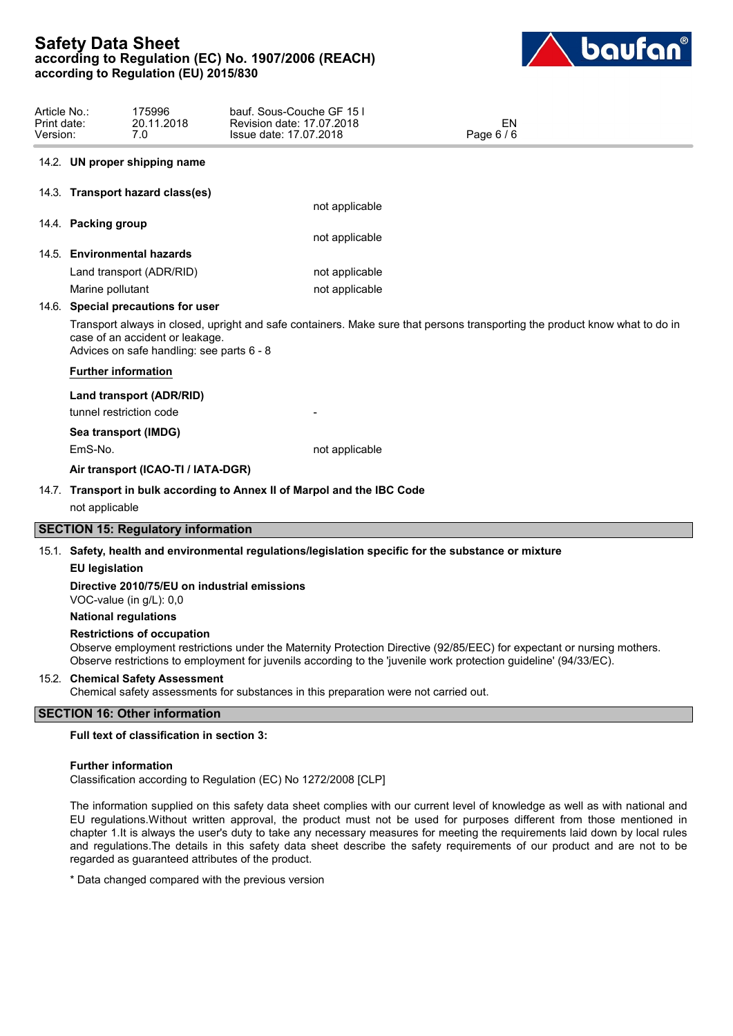14.2. **UN proper shipping name**

14.3. **Transport hazard class(es)**

not applicable

14.4. **Packing group**

not applicable

14.5. **Environmental hazards**

| | |
|---|---|
| Land transport (ADR/RID) | not applicable |
| Marine pollutant | not applicable |

14.6. **Special precautions for user**

Transport always in closed, upright and safe containers. Make sure that persons transporting the product know what to do in case of an accident or leakage.
Advices on safe handling: see parts 6 - 8

**Further information**

**Land transport (ADR/RID)**

| | |
|---|---|
| tunnel restriction code | - |

**Sea transport (IMDG)**

| | |
|---|---|
| EmS-No. | not applicable |

**Air transport (ICAO-TI / IATA-DGR)**

14.7. **Transport in bulk according to Annex II of Marpol and the IBC Code**

not applicable

## SECTION 15: Regulatory information

15.1. **Safety, health and environmental regulations/legislation specific for the substance or mixture**

**EU legislation**

**Directive 2010/75/EU on industrial emissions**
VOC-value (in g/L): 0,0

**National regulations**

**Restrictions of occupation**
Observe employment restrictions under the Maternity Protection Directive (92/85/EEC) for expectant or nursing mothers. Observe restrictions to employment for juvenils according to the 'juvenile work protection guideline' (94/33/EC).

15.2. **Chemical Safety Assessment**
Chemical safety assessments for substances in this preparation were not carried out.

## SECTION 16: Other information

**Full text of classification in section 3:**

**Further information**
Classification according to Regulation (EC) No 1272/2008 [CLP]

The information supplied on this safety data sheet complies with our current level of knowledge as well as with national and EU regulations.Without written approval, the product must not be used for purposes different from those mentioned in chapter 1.It is always the user's duty to take any necessary measures for meeting the requirements laid down by local rules and regulations.The details in this safety data sheet describe the safety requirements of our product and are not to be regarded as guaranteed attributes of the product.

* Data changed compared with the previous version